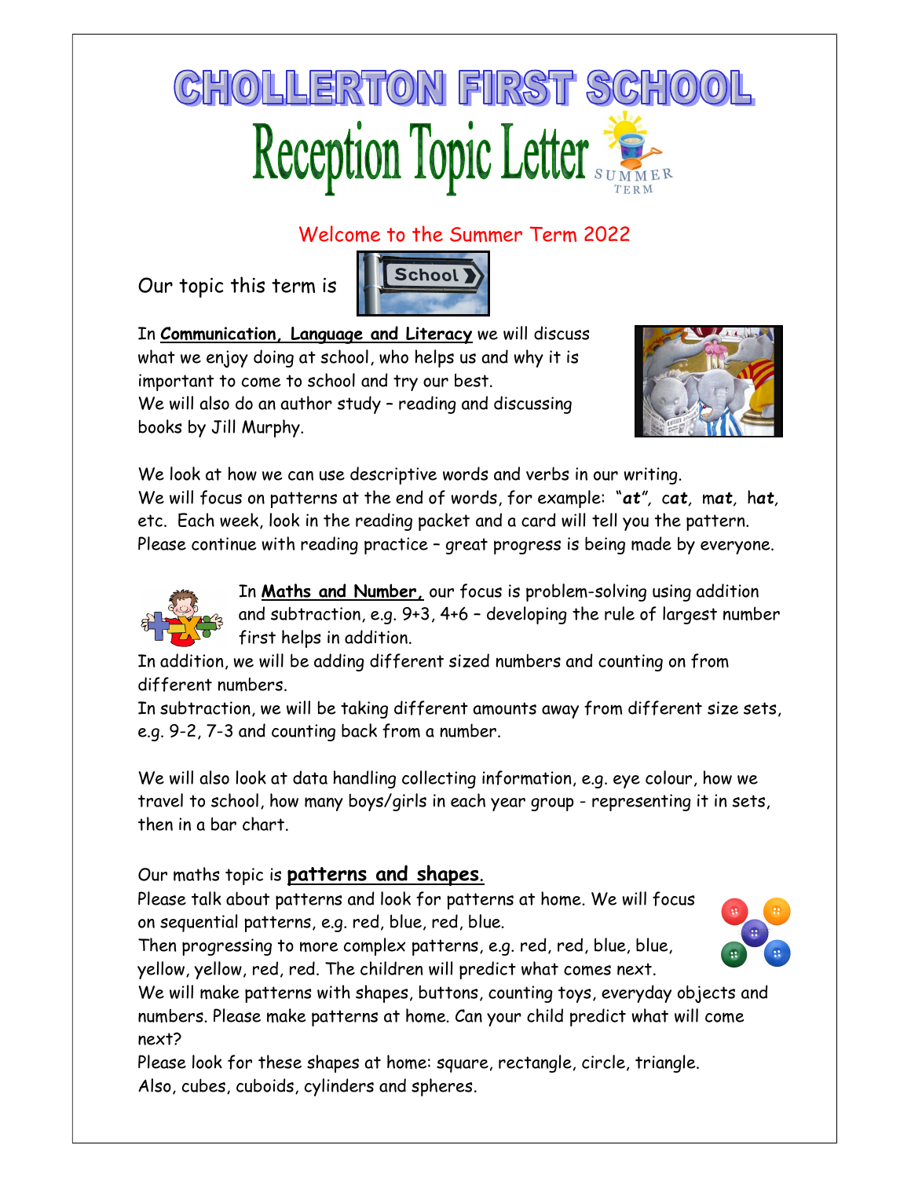# CHOLLERTON FIRST SCHOOL

## Reception Topic Letter

SUMMER TERM

Welcome to the Summer Term 2022

Our topic this term is School

In **Communication, Language and Literacy** we will discuss what we enjoy doing at school, who helps us and why it is important to come to school and try our best.
We will also do an author study – reading and discussing books by Jill Murphy.

We look at how we can use descriptive words and verbs in our writing.
We will focus on patterns at the end of words, for example: "***at***", c***at***, m***at***, h***at***, etc. Each week, look in the reading packet and a card will tell you the pattern.
Please continue with reading practice – great progress is being made by everyone.

In **Maths and Number,** our focus is problem-solving using addition and subtraction, e.g. 9+3, 4+6 – developing the rule of largest number first helps in addition.
In addition, we will be adding different sized numbers and counting on from different numbers.
In subtraction, we will be taking different amounts away from different size sets, e.g. 9-2, 7-3 and counting back from a number.

We will also look at data handling collecting information, e.g. eye colour, how we travel to school, how many boys/girls in each year group - representing it in sets, then in a bar chart.

Our maths topic is **patterns and shapes.**
Please talk about patterns and look for patterns at home. We will focus on sequential patterns, e.g. red, blue, red, blue.
Then progressing to more complex patterns, e.g. red, red, blue, blue, yellow, yellow, red, red. The children will predict what comes next.
We will make patterns with shapes, buttons, counting toys, everyday objects and numbers. Please make patterns at home. Can your child predict what will come next?
Please look for these shapes at home: square, rectangle, circle, triangle.
Also, cubes, cuboids, cylinders and spheres.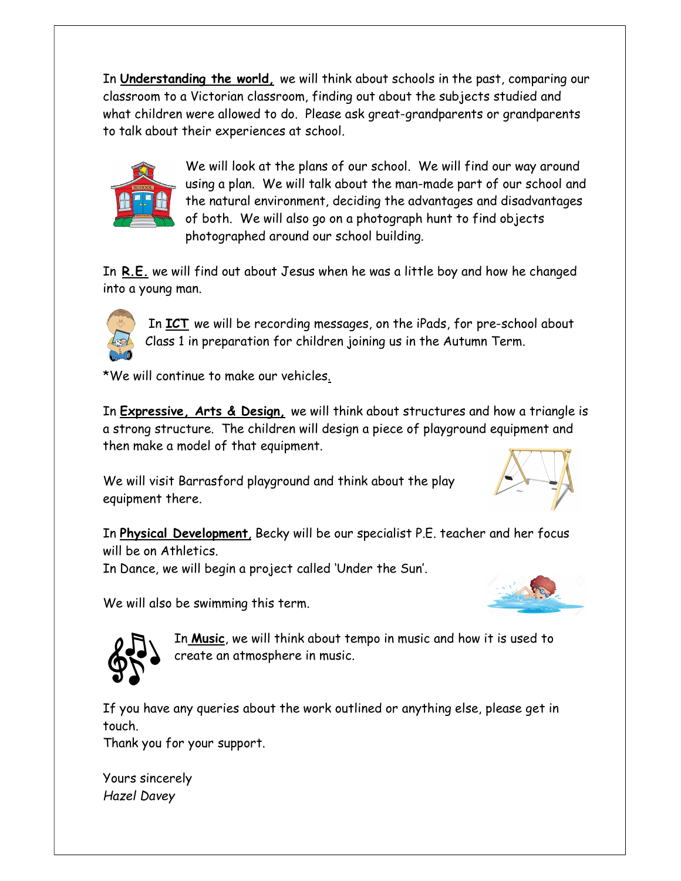In **Understanding the world,** we will think about schools in the past, comparing our classroom to a Victorian classroom, finding out about the subjects studied and what children were allowed to do. Please ask great-grandparents or grandparents to talk about their experiences at school.

We will look at the plans of our school. We will find our way around using a plan. We will talk about the man-made part of our school and the natural environment, deciding the advantages and disadvantages of both. We will also go on a photograph hunt to find objects photographed around our school building.

In **R.E.** we will find out about Jesus when he was a little boy and how he changed into a young man.

In **ICT** we will be recording messages, on the iPads, for pre-school about Class 1 in preparation for children joining us in the Autumn Term.

*We will continue to make our vehicles.

In **Expressive, Arts & Design,** we will think about structures and how a triangle is a strong structure. The children will design a piece of playground equipment and then make a model of that equipment.

We will visit Barrasford playground and think about the play equipment there.

In **Physical Development**, Becky will be our specialist P.E. teacher and her focus will be on Athletics.
In Dance, we will begin a project called 'Under the Sun'.

We will also be swimming this term.

In **Music**, we will think about tempo in music and how it is used to create an atmosphere in music.

If you have any queries about the work outlined or anything else, please get in touch.
Thank you for your support.

Yours sincerely
*Hazel Davey*